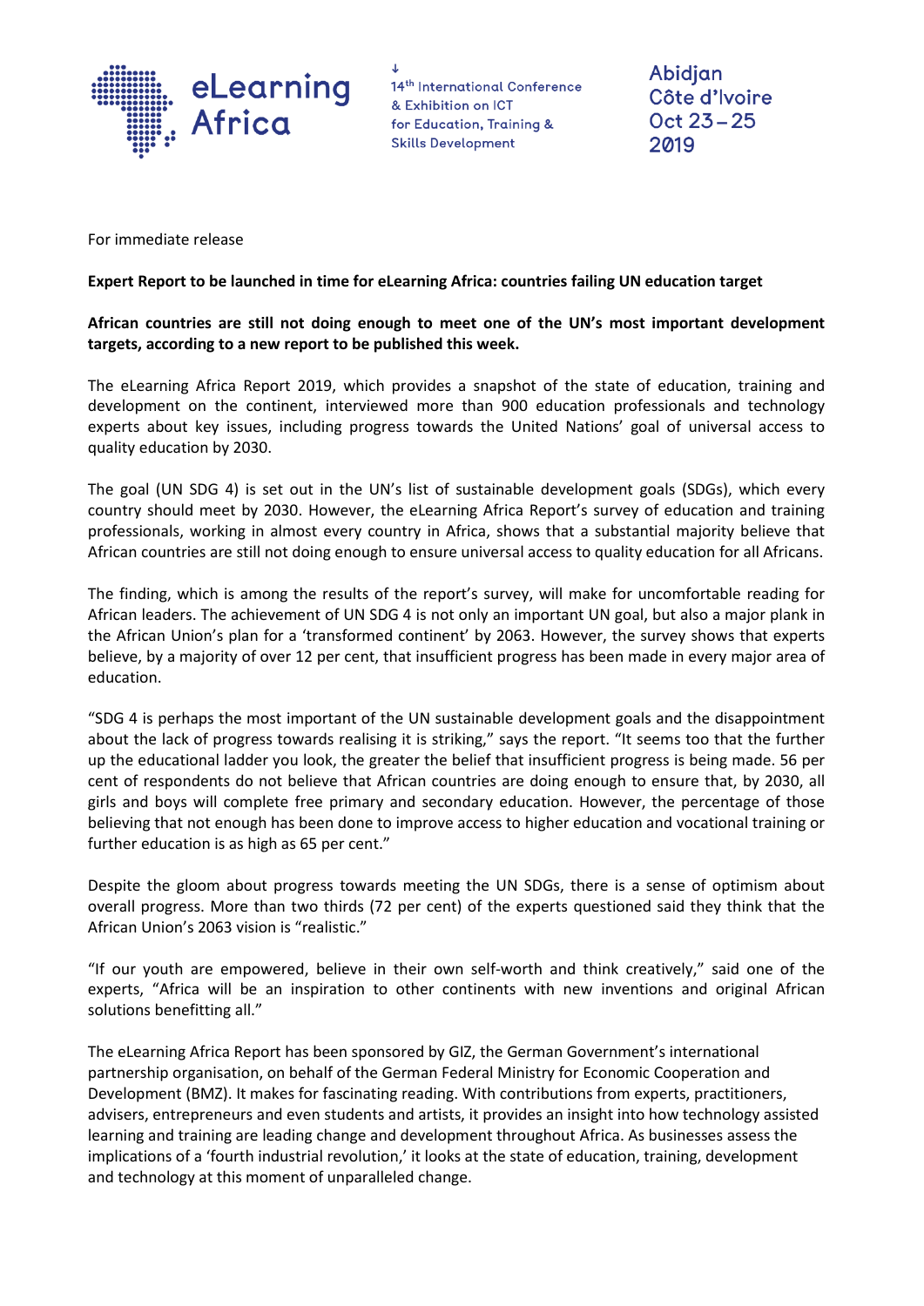eLearning Africa

14th International Conference & Exhibition on ICT for Education, Training & Skills Development

Abidjan
Côte d'Ivoire
Oct 23 – 25
2019

For immediate release

**Expert Report to be launched in time for eLearning Africa: countries failing UN education target**

**African countries are still not doing enough to meet one of the UN's most important development targets, according to a new report to be published this week.**

The eLearning Africa Report 2019, which provides a snapshot of the state of education, training and development on the continent, interviewed more than 900 education professionals and technology experts about key issues, including progress towards the United Nations' goal of universal access to quality education by 2030.

The goal (UN SDG 4) is set out in the UN's list of sustainable development goals (SDGs), which every country should meet by 2030. However, the eLearning Africa Report's survey of education and training professionals, working in almost every country in Africa, shows that a substantial majority believe that African countries are still not doing enough to ensure universal access to quality education for all Africans.

The finding, which is among the results of the report's survey, will make for uncomfortable reading for African leaders. The achievement of UN SDG 4 is not only an important UN goal, but also a major plank in the African Union's plan for a 'transformed continent' by 2063. However, the survey shows that experts believe, by a majority of over 12 per cent, that insufficient progress has been made in every major area of education.

"SDG 4 is perhaps the most important of the UN sustainable development goals and the disappointment about the lack of progress towards realising it is striking," says the report. "It seems too that the further up the educational ladder you look, the greater the belief that insufficient progress is being made. 56 per cent of respondents do not believe that African countries are doing enough to ensure that, by 2030, all girls and boys will complete free primary and secondary education. However, the percentage of those believing that not enough has been done to improve access to higher education and vocational training or further education is as high as 65 per cent."

Despite the gloom about progress towards meeting the UN SDGs, there is a sense of optimism about overall progress. More than two thirds (72 per cent) of the experts questioned said they think that the African Union's 2063 vision is "realistic."

"If our youth are empowered, believe in their own self-worth and think creatively," said one of the experts, "Africa will be an inspiration to other continents with new inventions and original African solutions benefitting all."

The eLearning Africa Report has been sponsored by GIZ, the German Government's international partnership organisation, on behalf of the German Federal Ministry for Economic Cooperation and Development (BMZ). It makes for fascinating reading. With contributions from experts, practitioners, advisers, entrepreneurs and even students and artists, it provides an insight into how technology assisted learning and training are leading change and development throughout Africa. As businesses assess the implications of a 'fourth industrial revolution,' it looks at the state of education, training, development and technology at this moment of unparalleled change.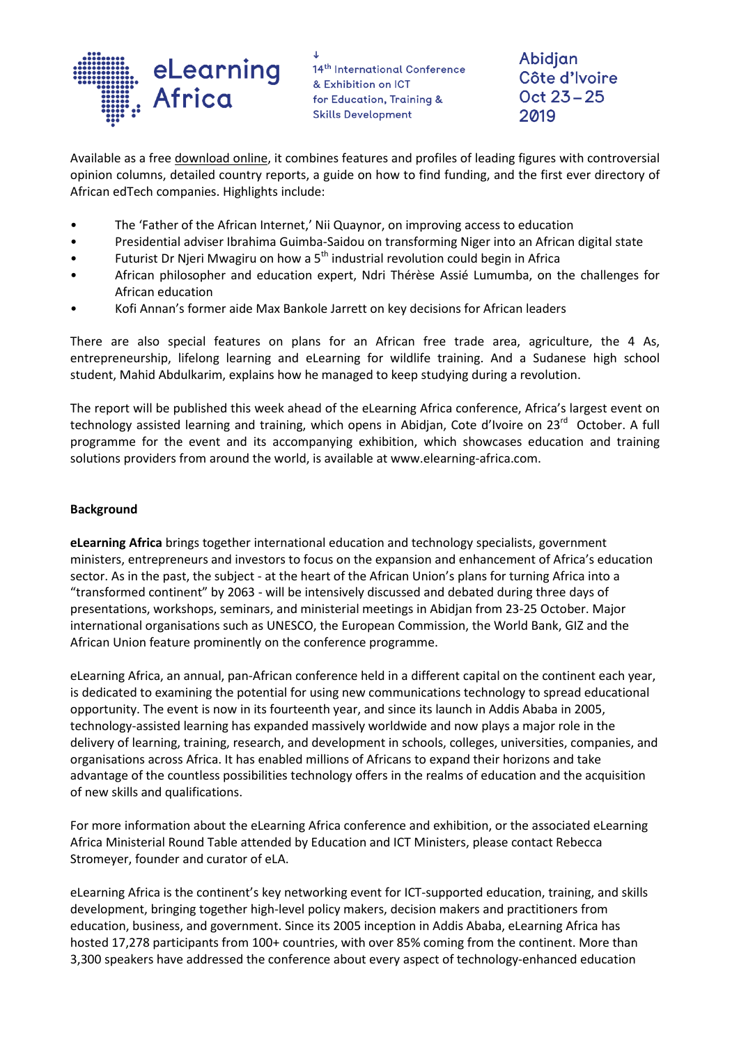Available as a free download online, it combines features and profiles of leading figures with controversial opinion columns, detailed country reports, a guide on how to find funding, and the first ever directory of African edTech companies. Highlights include:

- The 'Father of the African Internet,' Nii Quaynor, on improving access to education
- Presidential adviser Ibrahima Guimba-Saidou on transforming Niger into an African digital state
- Futurist Dr Njeri Mwagiru on how a 5th industrial revolution could begin in Africa
- African philosopher and education expert, Ndri Thérèse Assié Lumumba, on the challenges for African education
- Kofi Annan's former aide Max Bankole Jarrett on key decisions for African leaders

There are also special features on plans for an African free trade area, agriculture, the 4 As, entrepreneurship, lifelong learning and eLearning for wildlife training. And a Sudanese high school student, Mahid Abdulkarim, explains how he managed to keep studying during a revolution.

The report will be published this week ahead of the eLearning Africa conference, Africa's largest event on technology assisted learning and training, which opens in Abidjan, Cote d'Ivoire on 23rd October. A full programme for the event and its accompanying exhibition, which showcases education and training solutions providers from around the world, is available at www.elearning-africa.com.

**Background**

**eLearning Africa** brings together international education and technology specialists, government ministers, entrepreneurs and investors to focus on the expansion and enhancement of Africa's education sector. As in the past, the subject - at the heart of the African Union's plans for turning Africa into a "transformed continent" by 2063 - will be intensively discussed and debated during three days of presentations, workshops, seminars, and ministerial meetings in Abidjan from 23-25 October. Major international organisations such as UNESCO, the European Commission, the World Bank, GIZ and the African Union feature prominently on the conference programme.

eLearning Africa, an annual, pan-African conference held in a different capital on the continent each year, is dedicated to examining the potential for using new communications technology to spread educational opportunity. The event is now in its fourteenth year, and since its launch in Addis Ababa in 2005, technology-assisted learning has expanded massively worldwide and now plays a major role in the delivery of learning, training, research, and development in schools, colleges, universities, companies, and organisations across Africa. It has enabled millions of Africans to expand their horizons and take advantage of the countless possibilities technology offers in the realms of education and the acquisition of new skills and qualifications.

For more information about the eLearning Africa conference and exhibition, or the associated eLearning Africa Ministerial Round Table attended by Education and ICT Ministers, please contact Rebecca Stromeyer, founder and curator of eLA.

eLearning Africa is the continent's key networking event for ICT-supported education, training, and skills development, bringing together high-level policy makers, decision makers and practitioners from education, business, and government. Since its 2005 inception in Addis Ababa, eLearning Africa has hosted 17,278 participants from 100+ countries, with over 85% coming from the continent. More than 3,300 speakers have addressed the conference about every aspect of technology-enhanced education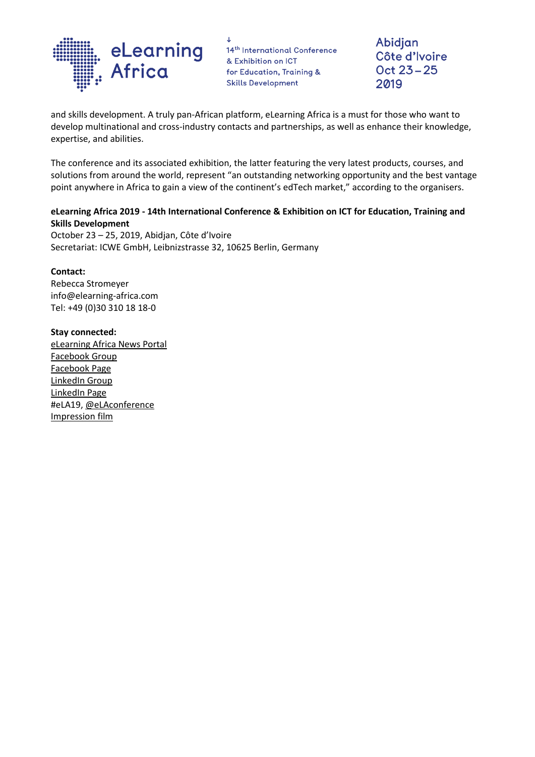and skills development. A truly pan-African platform, eLearning Africa is a must for those who want to develop multinational and cross-industry contacts and partnerships, as well as enhance their knowledge, expertise, and abilities.

The conference and its associated exhibition, the latter featuring the very latest products, courses, and solutions from around the world, represent "an outstanding networking opportunity and the best vantage point anywhere in Africa to gain a view of the continent's edTech market," according to the organisers.

**eLearning Africa 2019 - 14th International Conference & Exhibition on ICT for Education, Training and Skills Development**
October 23 – 25, 2019, Abidjan, Côte d'Ivoire
Secretariat: ICWE GmbH, Leibnizstrasse 32, 10625 Berlin, Germany

**Contact:**
Rebecca Stromeyer
info@elearning-africa.com
Tel: +49 (0)30 310 18 18-0

**Stay connected:**
eLearning Africa News Portal
Facebook Group
Facebook Page
LinkedIn Group
LinkedIn Page
#eLA19, @eLAconference
Impression film